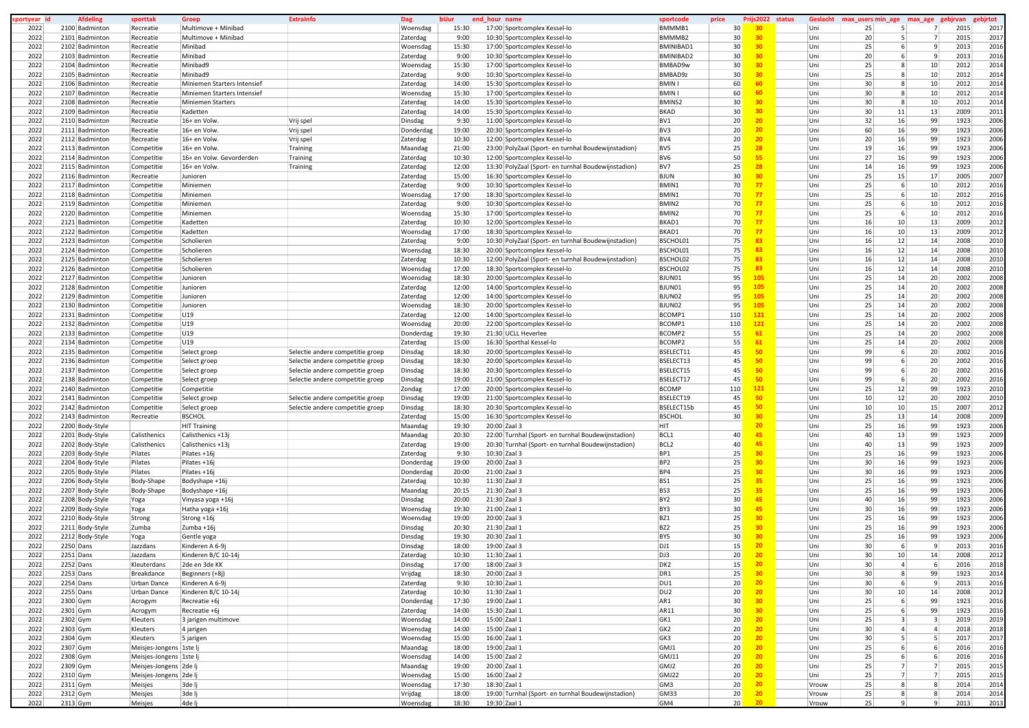| sportyear | id | Afdeling | sporttak | Groep | ExtraInfo | Dag | bUur | end_hour | name | sportcode | price | Prijs2022 | status | Geslacht | max_users | min_age | max_age | gebjrvan | gebjrtot |
|---|---|---|---|---|---|---|---|---|---|---|---|---|---|---|---|---|---|---|---|
| 2022 | 2100 | Badminton | Recreatie | Multimove + Minibad | | Woensdag | 15:30 | 17:00 | Sportcomplex Kessel-lo | BMMMB1 | 30 | 30 | | Uni | 25 | 5 | 7 | 2015 | 2017 |
| 2022 | 2101 | Badminton | Recreatie | Multimove + Minibad | | Zaterdag | 9:00 | 10:30 | Sportcomplex Kessel-lo | BMMMB2 | 30 | 30 | | Uni | 20 | 5 | 7 | 2015 | 2017 |
| 2022 | 2102 | Badminton | Recreatie | Minibad | | Woensdag | 15:30 | 17:00 | Sportcomplex Kessel-lo | BMINIBAD1 | 30 | 30 | | Uni | 25 | 6 | 9 | 2013 | 2016 |
| 2022 | 2103 | Badminton | Recreatie | Minibad | | Zaterdag | 9:00 | 10:30 | Sportcomplex Kessel-lo | BMINIBAD2 | 30 | 30 | | Uni | 20 | 6 | 9 | 2013 | 2016 |
| 2022 | 2104 | Badminton | Recreatie | Minibad9 | | Woensdag | 15:30 | 17:00 | Sportcomplex Kessel-lo | BMBAD9w | 30 | 30 | | Uni | 25 | 8 | 10 | 2012 | 2014 |
| 2022 | 2105 | Badminton | Recreatie | Minibad9 | | Zaterdag | 9:00 | 10:30 | Sportcomplex Kessel-lo | BMBAD9z | 30 | 30 | | Uni | 25 | 8 | 10 | 2012 | 2014 |
| 2022 | 2106 | Badminton | Recreatie | Miniemen Starters Intensief | | Zaterdag | 14:00 | 15:30 | Sportcomplex Kessel-lo | BMIN I | 60 | 60 | | Uni | 30 | 8 | 10 | 2012 | 2014 |
| 2022 | 2107 | Badminton | Recreatie | Miniemen Starters Intensief | | Woensdag | 15:30 | 17:00 | Sportcomplex Kessel-lo | BMIN I | 60 | 60 | | Uni | 30 | 8 | 10 | 2012 | 2014 |
| 2022 | 2108 | Badminton | Recreatie | Miniemen Starters | | Zaterdag | 14:00 | 15:30 | Sportcomplex Kessel-lo | BMINS2 | 30 | 30 | | Uni | 30 | 8 | 10 | 2012 | 2014 |
| 2022 | 2109 | Badminton | Recreatie | Kadetten | | Zaterdag | 14:00 | 15:30 | Sportcomplex Kessel-lo | BKAD | 30 | 30 | | Uni | 30 | 11 | 13 | 2009 | 2011 |
| 2022 | 2110 | Badminton | Recreatie | 16+ en Volw. | Vrij spel | Dinsdag | 9:30 | 11:00 | Sportcomplex Kessel-lo | BV1 | 20 | 20 | | Uni | 32 | 16 | 99 | 1923 | 2006 |
| 2022 | 2111 | Badminton | Recreatie | 16+ en Volw. | Vrij spel | Donderdag | 19:00 | 20:30 | Sportcomplex Kessel-lo | BV3 | 20 | 20 | | Uni | 60 | 16 | 99 | 1923 | 2006 |
| 2022 | 2112 | Badminton | Recreatie | 16+ en Volw. | Vrij spel | Zaterdag | 10:30 | 12:00 | Sportcomplex Kessel-lo | BV4 | 20 | 20 | | Uni | 20 | 16 | 99 | 1923 | 2006 |
| 2022 | 2113 | Badminton | Competitie | 16+ en Volw. | Training | Maandag | 21:00 | 23:00 | PolyZaal (Sport- en turnhal Boudewijnstadion) | BV5 | 25 | 28 | | Uni | 19 | 16 | 99 | 1923 | 2006 |
| 2022 | 2114 | Badminton | Competitie | 16+ en Volw. Gevorderden | Training | Zaterdag | 10:30 | 12:00 | Sportcomplex Kessel-lo | BV6 | 50 | 55 | | Uni | 27 | 16 | 99 | 1923 | 2006 |
| 2022 | 2115 | Badminton | Competitie | 16+ en Volw. | Training | Zaterdag | 12:00 | 13:30 | PolyZaal (Sport- en turnhal Boudewijnstadion) | BV7 | 25 | 28 | | Uni | 14 | 16 | 99 | 1923 | 2006 |
| 2022 | 2116 | Badminton | Recreatie | Junioren | | Zaterdag | 15:00 | 16:30 | Sportcomplex Kessel-lo | BJUN | 30 | 30 | | Uni | 25 | 15 | 17 | 2005 | 2007 |
| 2022 | 2117 | Badminton | Competitie | Miniemen | | Zaterdag | 9:00 | 10:30 | Sportcomplex Kessel-lo | BMIN1 | 70 | 77 | | Uni | 25 | 6 | 10 | 2012 | 2016 |
| 2022 | 2118 | Badminton | Competitie | Miniemen | | Woensdag | 17:00 | 18:30 | Sportcomplex Kessel-lo | BMIN1 | 70 | 77 | | Uni | 25 | 6 | 10 | 2012 | 2016 |
| 2022 | 2119 | Badminton | Competitie | Miniemen | | Zaterdag | 9:00 | 10:30 | Sportcomplex Kessel-lo | BMIN2 | 70 | 77 | | Uni | 25 | 6 | 10 | 2012 | 2016 |
| 2022 | 2120 | Badminton | Competitie | Miniemen | | Woensdag | 15:30 | 17:00 | Sportcomplex Kessel-lo | BMIN2 | 70 | 77 | | Uni | 25 | 6 | 10 | 2012 | 2016 |
| 2022 | 2121 | Badminton | Competitie | Kadetten | | Zaterdag | 10:30 | 12:00 | Sportcomplex Kessel-lo | BKAD1 | 70 | 77 | | Uni | 16 | 10 | 13 | 2009 | 2012 |
| 2022 | 2122 | Badminton | Competitie | Kadetten | | Woensdag | 17:00 | 18:30 | Sportcomplex Kessel-lo | BKAD1 | 70 | 77 | | Uni | 16 | 10 | 13 | 2009 | 2012 |
| 2022 | 2123 | Badminton | Competitie | Scholieren | | Zaterdag | 9:00 | 10:30 | PolyZaal (Sport- en turnhal Boudewijnstadion) | BSCHOL01 | 75 | 83 | | Uni | 16 | 12 | 14 | 2008 | 2010 |
| 2022 | 2124 | Badminton | Competitie | Scholieren | | Woensdag | 18:30 | 20:00 | Sportcomplex Kessel-lo | BSCHOL01 | 75 | 83 | | Uni | 16 | 12 | 14 | 2008 | 2010 |
| 2022 | 2125 | Badminton | Competitie | Scholieren | | Zaterdag | 10:30 | 12:00 | PolyZaal (Sport- en turnhal Boudewijnstadion) | BSCHOL02 | 75 | 83 | | Uni | 16 | 12 | 14 | 2008 | 2010 |
| 2022 | 2126 | Badminton | Competitie | Scholieren | | Woensdag | 17:00 | 18:30 | Sportcomplex Kessel-lo | BSCHOL02 | 75 | 83 | | Uni | 16 | 12 | 14 | 2008 | 2010 |
| 2022 | 2127 | Badminton | Competitie | Junioren | | Woensdag | 18:30 | 20:00 | Sportcomplex Kessel-lo | BJUN01 | 95 | 105 | | Uni | 25 | 14 | 20 | 2002 | 2008 |
| 2022 | 2128 | Badminton | Competitie | Junioren | | Zaterdag | 12:00 | 14:00 | Sportcomplex Kessel-lo | BJUN01 | 95 | 105 | | Uni | 25 | 14 | 20 | 2002 | 2008 |
| 2022 | 2129 | Badminton | Competitie | Junioren | | Zaterdag | 12:00 | 14:00 | Sportcomplex Kessel-lo | BJUN02 | 95 | 105 | | Uni | 25 | 14 | 20 | 2002 | 2008 |
| 2022 | 2130 | Badminton | Competitie | Junioren | | Woensdag | 18:30 | 20:00 | Sportcomplex Kessel-lo | BJUN02 | 95 | 105 | | Uni | 25 | 14 | 20 | 2002 | 2008 |
| 2022 | 2131 | Badminton | Competitie | U19 | | Zaterdag | 12:00 | 14:00 | Sportcomplex Kessel-lo | BCOMP1 | 110 | 121 | | Uni | 25 | 14 | 20 | 2002 | 2008 |
| 2022 | 2132 | Badminton | Competitie | U19 | | Woensdag | 20:00 | 22:00 | Sportcomplex Kessel-lo | BCOMP1 | 110 | 121 | | Uni | 25 | 14 | 20 | 2002 | 2008 |
| 2022 | 2133 | Badminton | Competitie | U19 | | Donderdag | 19:30 | 21:30 | UCLL Heverlee | BCOMP2 | 55 | 61 | | Uni | 25 | 14 | 20 | 2002 | 2008 |
| 2022 | 2134 | Badminton | Competitie | U19 | | Zaterdag | 15:00 | 16:30 | Sporthal Kessel-lo | BCOMP2 | 55 | 61 | | Uni | 25 | 14 | 20 | 2002 | 2008 |
| 2022 | 2135 | Badminton | Competitie | Select groep | Selectie andere competitie groep | Dinsdag | 18:30 | 20:00 | Sportcomplex Kessel-lo | BSELECT11 | 45 | 50 | | Uni | 99 | 6 | 20 | 2002 | 2016 |
| 2022 | 2136 | Badminton | Competitie | Select groep | Selectie andere competitie groep | Dinsdag | 18:30 | 20:00 | Sportcomplex Kessel-lo | BSELECT13 | 45 | 50 | | Uni | 99 | 6 | 20 | 2002 | 2016 |
| 2022 | 2137 | Badminton | Competitie | Select groep | Selectie andere competitie groep | Dinsdag | 18:30 | 20:30 | Sportcomplex Kessel-lo | BSELECT15 | 45 | 50 | | Uni | 99 | 6 | 20 | 2002 | 2016 |
| 2022 | 2138 | Badminton | Competitie | Select groep | Selectie andere competitie groep | Dinsdag | 19:00 | 21:00 | Sportcomplex Kessel-lo | BSELECT17 | 45 | 50 | | Uni | 99 | 6 | 20 | 2002 | 2016 |
| 2022 | 2140 | Badminton | Competitie | Competitie | | Zondag | 17:00 | 20:00 | Sportcomplex Kessel-lo | BCOMP | 110 | 121 | | Uni | 25 | 12 | 99 | 1923 | 2010 |
| 2022 | 2141 | Badminton | Competitie | Select groep | Selectie andere competitie groep | Dinsdag | 19:00 | 21:00 | Sportcomplex Kessel-lo | BSELECT19 | 45 | 50 | | Uni | 10 | 12 | 20 | 2002 | 2010 |
| 2022 | 2142 | Badminton | Competitie | Select groep | Selectie andere competitie groep | Dinsdag | 18:30 | 20:30 | Sportcomplex Kessel-lo | BSELECT15b | 45 | 50 | | Uni | 10 | 10 | 15 | 2007 | 2012 |
| 2022 | 2143 | Badminton | Recreatie | BSCHOL | | Zaterdag | 15:00 | 16:30 | Sportcomplex Kessel-lo | BSCHOL | 30 | 30 | | Uni | 25 | 13 | 14 | 2008 | 2009 |
| 2022 | 2200 | Body-Style | | HIT Training | | Maandag | 19:30 | 20:00 | Zaal 3 | HIT | | 20 | | Uni | 25 | 16 | 99 | 1923 | 2006 |
| 2022 | 2201 | Body-Style | Calisthenics | Calisthenics +13j | | Maandag | 20:30 | 22:00 | Turnhal (Sport- en turnhal Boudewijnstadion) | BCL1 | 40 | 45 | | Uni | 40 | 13 | 99 | 1923 | 2009 |
| 2022 | 2202 | Body-Style | Calisthenics | Calisthenics +13j | | Zaterdag | 19:00 | 20:30 | Turnhal (Sport- en turnhal Boudewijnstadion) | BCL2 | 40 | 45 | | Uni | 40 | 13 | 99 | 1923 | 2009 |
| 2022 | 2203 | Body-Style | Pilates | Pilates +16j | | Zaterdag | 9:30 | 10:30 | Zaal 3 | BP1 | 25 | 30 | | Uni | 25 | 16 | 99 | 1923 | 2006 |
| 2022 | 2204 | Body-Style | Pilates | Pilates +16j | | Donderdag | 19:00 | 20:00 | Zaal 3 | BP2 | 25 | 30 | | Uni | 30 | 16 | 99 | 1923 | 2006 |
| 2022 | 2205 | Body-Style | Pilates | Pilates +16j | | Donderdag | 20:00 | 21:00 | Zaal 3 | BP4 | 25 | 30 | | Uni | 30 | 16 | 99 | 1923 | 2006 |
| 2022 | 2206 | Body-Style | Body-Shape | Bodyshape +16j | | Zaterdag | 10:30 | 11:30 | Zaal 3 | BS1 | 25 | 35 | | Uni | 25 | 16 | 99 | 1923 | 2006 |
| 2022 | 2207 | Body-Style | Body-Shape | Bodyshape +16j | | Maandag | 20:15 | 21:30 | Zaal 3 | BS3 | 25 | 35 | | Uni | 25 | 16 | 99 | 1923 | 2006 |
| 2022 | 2208 | Body-Style | Yoga | Vinyasa yoga +16j | | Dinsdag | 20:00 | 21:30 | Zaal 3 | BY2 | 30 | 45 | | Uni | 40 | 16 | 99 | 1923 | 2006 |
| 2022 | 2209 | Body-Style | Yoga | Hatha yoga +16j | | Woensdag | 19:30 | 21:00 | Zaal 1 | BY3 | 30 | 45 | | Uni | 30 | 16 | 99 | 1923 | 2006 |
| 2022 | 2210 | Body-Style | Strong | Strong +16j | | Woensdag | 19:00 | 20:00 | Zaal 3 | BZ1 | 25 | 30 | | Uni | 25 | 16 | 99 | 1923 | 2006 |
| 2022 | 2211 | Body-Style | Zumba | Zumba +16j | | Dinsdag | 20:30 | 21:30 | Zaal 1 | BZ2 | 25 | 30 | | Uni | 25 | 16 | 99 | 1923 | 2006 |
| 2022 | 2212 | Body-Style | Yoga | Gentle yoga | | Dinsdag | 19:30 | 20:30 | Zaal 1 | BY5 | 30 | 30 | | Uni | 25 | 16 | 99 | 1923 | 2006 |
| 2022 | 2250 | Dans | Jazzdans | Kinderen A 6-9j | | Dinsdag | 18:00 | 19:00 | Zaal 3 | DJ1 | 15 | 20 | | Uni | 30 | 6 | 9 | 2013 | 2016 |
| 2022 | 2251 | Dans | Jazzdans | Kinderen B/C 10-14j | | Zaterdag | 10:30 | 11:30 | Zaal 1 | DJ3 | 20 | 20 | | Uni | 30 | 10 | 14 | 2008 | 2012 |
| 2022 | 2252 | Dans | Kleuterdans | 2de en 3de KK | | Dinsdag | 17:00 | 18:00 | Zaal 3 | DK2 | 15 | 20 | | Uni | 30 | 4 | 6 | 2016 | 2018 |
| 2022 | 2253 | Dans | Breakdance | Beginners (+8j) | | Vrijdag | 18:30 | 20:00 | Zaal 3 | DR1 | 25 | 30 | | Uni | 30 | 8 | 99 | 1923 | 2014 |
| 2022 | 2254 | Dans | Urban Dance | Kinderen A 6-9j | | Zaterdag | 9:30 | 10:30 | Zaal 1 | DU1 | 20 | 20 | | Uni | 30 | 6 | 9 | 2013 | 2016 |
| 2022 | 2255 | Dans | Urban Dance | Kinderen B/C 10-14j | | Zaterdag | 10:30 | 11:30 | Zaal 1 | DU2 | 20 | 20 | | Uni | 30 | 10 | 14 | 2008 | 2012 |
| 2022 | 2300 | Gym | Acrogym | Recreatie +6j | | Donderdag | 17:30 | 19:00 | Zaal 1 | AR1 | 30 | 30 | | Uni | 25 | 6 | 99 | 1923 | 2016 |
| 2022 | 2301 | Gym | Acrogym | Recreatie +6j | | Zaterdag | 14:00 | 15:30 | Zaal 1 | AR11 | 30 | 30 | | Uni | 25 | 6 | 99 | 1923 | 2016 |
| 2022 | 2302 | Gym | Kleuters | 3 jarigen multimove | | Woensdag | 14:00 | 15:00 | Zaal 1 | GK1 | 20 | 20 | | Uni | 25 | 3 | 3 | 2019 | 2019 |
| 2022 | 2303 | Gym | Kleuters | 4 jarigen | | Woensdag | 14:00 | 15:00 | Zaal 1 | GK2 | 20 | 20 | | Uni | 30 | 4 | 4 | 2018 | 2018 |
| 2022 | 2304 | Gym | Kleuters | 5 jarigen | | Woensdag | 15:00 | 16:00 | Zaal 1 | GK3 | 20 | 20 | | Uni | 30 | 5 | 5 | 2017 | 2017 |
| 2022 | 2307 | Gym | Meisjes-Jongens | 1ste lj | | Maandag | 18:00 | 19:00 | Zaal 1 | GMJ1 | 20 | 20 | | Uni | 25 | 6 | 6 | 2016 | 2016 |
| 2022 | 2308 | Gym | Meisjes-Jongens | 1ste lj | | Woensdag | 14:00 | 15:00 | Zaal 2 | GMJ11 | 20 | 20 | | Uni | 25 | 6 | 6 | 2016 | 2016 |
| 2022 | 2309 | Gym | Meisjes-Jongens | 2de lj | | Maandag | 19:00 | 20:00 | Zaal 1 | GMJ2 | 20 | 20 | | Uni | 25 | 7 | 7 | 2015 | 2015 |
| 2022 | 2310 | Gym | Meisjes-Jongens | 2de lj | | Woensdag | 15:00 | 16:00 | Zaal 2 | GMJ22 | 20 | 20 | | Uni | 25 | 7 | 7 | 2015 | 2015 |
| 2022 | 2311 | Gym | Meisjes | 3de lj | | Woensdag | 17:30 | 18:30 | Zaal 1 | GM3 | 20 | 20 | | Vrouw | 25 | 8 | 8 | 2014 | 2014 |
| 2022 | 2312 | Gym | Meisjes | 3de lj | | Vrijdag | 18:00 | 19:00 | Turnhal (Sport- en turnhal Boudewijnstadion) | GM33 | 20 | 20 | | Vrouw | 25 | 8 | 8 | 2014 | 2014 |
| 2022 | 2313 | Gym | Meisjes | 4de lj | | Woensdag | 18:30 | 19:30 | Zaal 1 | GM4 | 20 | 20 | | Vrouw | 25 | 9 | 9 | 2013 | 2013 |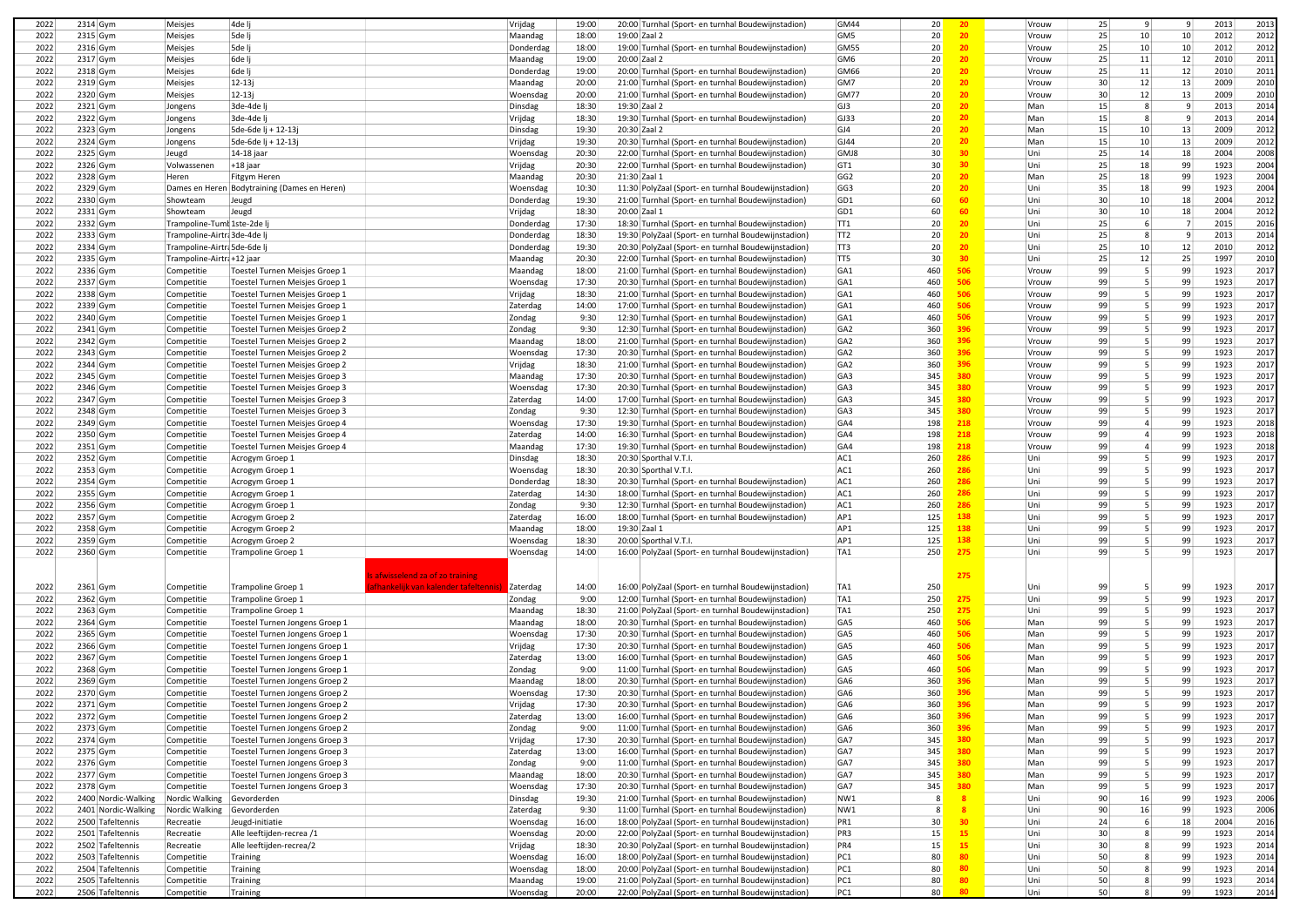| | | | | | | | | | | | | | | | | | | |
|---|---|---|---|---|---|---|---|---|---|---|---|---|---|---|---|---|---|---|
| 2022 | 2314 | Gym | Meisjes | 4de lj | | Vrijdag | 19:00 | 20:00 | Turnhal (Sport- en turnhal Boudewijnstadion) | GM44 | 20 | 20 | Vrouw | 25 | 9 | 9 | 2013 | 2013 |
| 2022 | 2315 | Gym | Meisjes | 5de lj | | Maandag | 18:00 | 19:00 | Zaal 2 | GM5 | 20 | 20 | Vrouw | 25 | 10 | 10 | 2012 | 2012 |
| 2022 | 2316 | Gym | Meisjes | 5de lj | | Donderdag | 18:00 | 19:00 | Turnhal (Sport- en turnhal Boudewijnstadion) | GM55 | 20 | 20 | Vrouw | 25 | 10 | 10 | 2012 | 2012 |
| 2022 | 2317 | Gym | Meisjes | 6de lj | | Maandag | 19:00 | 20:00 | Zaal 2 | GM6 | 20 | 20 | Vrouw | 25 | 11 | 12 | 2010 | 2011 |
| 2022 | 2318 | Gym | Meisjes | 6de lj | | Donderdag | 19:00 | 20:00 | Turnhal (Sport- en turnhal Boudewijnstadion) | GM66 | 20 | 20 | Vrouw | 25 | 11 | 12 | 2010 | 2011 |
| 2022 | 2319 | Gym | Meisjes | 12-13j | | Maandag | 20:00 | 21:00 | Turnhal (Sport- en turnhal Boudewijnstadion) | GM7 | 20 | 20 | Vrouw | 30 | 12 | 13 | 2009 | 2010 |
| 2022 | 2320 | Gym | Meisjes | 12-13j | | Woensdag | 20:00 | 21:00 | Turnhal (Sport- en turnhal Boudewijnstadion) | GM77 | 20 | 20 | Vrouw | 30 | 12 | 13 | 2009 | 2010 |
| 2022 | 2321 | Gym | Jongens | 3de-4de lj | | Dinsdag | 18:30 | 19:30 | Zaal 2 | GJ3 | 20 | 20 | Man | 15 | 8 | 9 | 2013 | 2014 |
| 2022 | 2322 | Gym | Jongens | 3de-4de lj | | Vrijdag | 18:30 | 19:30 | Turnhal (Sport- en turnhal Boudewijnstadion) | GJ33 | 20 | 20 | Man | 15 | 8 | 9 | 2013 | 2014 |
| 2022 | 2323 | Gym | Jongens | 5de-6de lj + 12-13j | | Dinsdag | 19:30 | 20:30 | Zaal 2 | GJ4 | 20 | 20 | Man | 15 | 10 | 13 | 2009 | 2012 |
| 2022 | 2324 | Gym | Jongens | 5de-6de lj + 12-13j | | Vrijdag | 19:30 | 20:30 | Turnhal (Sport- en turnhal Boudewijnstadion) | GJ44 | 20 | 20 | Man | 15 | 10 | 13 | 2009 | 2012 |
| 2022 | 2325 | Gym | Jeugd | 14-18 jaar | | Woensdag | 20:30 | 22:00 | Turnhal (Sport- en turnhal Boudewijnstadion) | GMJ8 | 30 | 30 | Uni | 25 | 14 | 18 | 2004 | 2008 |
| 2022 | 2326 | Gym | Volwassenen | +18 jaar | | Vrijdag | 20:30 | 22:00 | Turnhal (Sport- en turnhal Boudewijnstadion) | GT1 | 30 | 30 | Uni | 25 | 18 | 99 | 1923 | 2004 |
| 2022 | 2328 | Gym | Heren | Fitgym Heren | | Maandag | 20:30 | 21:30 | Zaal 1 | GG2 | 20 | 20 | Man | 25 | 18 | 99 | 1923 | 2004 |
| 2022 | 2329 | Gym | Dames en Heren | Bodytraining (Dames en Heren) | | Woensdag | 10:30 | 11:30 | PolyZaal (Sport- en turnhal Boudewijnstadion) | GG3 | 20 | 20 | Uni | 35 | 18 | 99 | 1923 | 2004 |
| 2022 | 2330 | Gym | Showteam | Jeugd | | Donderdag | 19:30 | 21:00 | Turnhal (Sport- en turnhal Boudewijnstadion) | GD1 | 60 | 60 | Uni | 30 | 10 | 18 | 2004 | 2012 |
| 2022 | 2331 | Gym | Showteam | Jeugd | | Vrijdag | 18:30 | 20:00 | Zaal 1 | GD1 | 60 | 60 | Uni | 30 | 10 | 18 | 2004 | 2012 |
| 2022 | 2332 | Gym | Trampoline-Tuml | 1ste-2de lj | | Donderdag | 17:30 | 18:30 | Turnhal (Sport- en turnhal Boudewijnstadion) | TT1 | 20 | 20 | Uni | 25 | 6 | 7 | 2015 | 2016 |
| 2022 | 2333 | Gym | Trampoline-Airtr | 3de-4de lj | | Donderdag | 18:30 | 19:30 | PolyZaal (Sport- en turnhal Boudewijnstadion) | TT2 | 20 | 20 | Uni | 25 | 8 | 9 | 2013 | 2014 |
| 2022 | 2334 | Gym | Trampoline-Airtr | 5de-6de lj | | Donderdag | 19:30 | 20:30 | PolyZaal (Sport- en turnhal Boudewijnstadion) | TT3 | 20 | 20 | Uni | 25 | 10 | 12 | 2010 | 2012 |
| 2022 | 2335 | Gym | Trampoline-Airtr | +12 jaar | | Maandag | 20:30 | 22:00 | Turnhal (Sport- en turnhal Boudewijnstadion) | TT5 | 30 | 30 | Uni | 25 | 12 | 25 | 1997 | 2010 |
| 2022 | 2336 | Gym | Competitie | Toestel Turnen Meisjes Groep 1 | | Maandag | 18:00 | 21:00 | Turnhal (Sport- en turnhal Boudewijnstadion) | GA1 | 460 | 506 | Vrouw | 99 | 5 | 99 | 1923 | 2017 |
| 2022 | 2337 | Gym | Competitie | Toestel Turnen Meisjes Groep 1 | | Woensdag | 17:30 | 20:30 | Turnhal (Sport- en turnhal Boudewijnstadion) | GA1 | 460 | 506 | Vrouw | 99 | 5 | 99 | 1923 | 2017 |
| 2022 | 2338 | Gym | Competitie | Toestel Turnen Meisjes Groep 1 | | Vrijdag | 18:30 | 21:00 | Turnhal (Sport- en turnhal Boudewijnstadion) | GA1 | 460 | 506 | Vrouw | 99 | 5 | 99 | 1923 | 2017 |
| 2022 | 2339 | Gym | Competitie | Toestel Turnen Meisjes Groep 1 | | Zaterdag | 14:00 | 17:00 | Turnhal (Sport- en turnhal Boudewijnstadion) | GA1 | 460 | 506 | Vrouw | 99 | 5 | 99 | 1923 | 2017 |
| 2022 | 2340 | Gym | Competitie | Toestel Turnen Meisjes Groep 1 | | Zondag | 9:30 | 12:30 | Turnhal (Sport- en turnhal Boudewijnstadion) | GA1 | 460 | 506 | Vrouw | 99 | 5 | 99 | 1923 | 2017 |
| 2022 | 2341 | Gym | Competitie | Toestel Turnen Meisjes Groep 2 | | Zondag | 9:30 | 12:30 | Turnhal (Sport- en turnhal Boudewijnstadion) | GA2 | 360 | 396 | Vrouw | 99 | 5 | 99 | 1923 | 2017 |
| 2022 | 2342 | Gym | Competitie | Toestel Turnen Meisjes Groep 2 | | Maandag | 18:00 | 21:00 | Turnhal (Sport- en turnhal Boudewijnstadion) | GA2 | 360 | 396 | Vrouw | 99 | 5 | 99 | 1923 | 2017 |
| 2022 | 2343 | Gym | Competitie | Toestel Turnen Meisjes Groep 2 | | Woensdag | 17:30 | 20:30 | Turnhal (Sport- en turnhal Boudewijnstadion) | GA2 | 360 | 396 | Vrouw | 99 | 5 | 99 | 1923 | 2017 |
| 2022 | 2344 | Gym | Competitie | Toestel Turnen Meisjes Groep 2 | | Vrijdag | 18:30 | 21:00 | Turnhal (Sport- en turnhal Boudewijnstadion) | GA2 | 360 | 396 | Vrouw | 99 | 5 | 99 | 1923 | 2017 |
| 2022 | 2345 | Gym | Competitie | Toestel Turnen Meisjes Groep 3 | | Maandag | 17:30 | 20:30 | Turnhal (Sport- en turnhal Boudewijnstadion) | GA3 | 345 | 380 | Vrouw | 99 | 5 | 99 | 1923 | 2017 |
| 2022 | 2346 | Gym | Competitie | Toestel Turnen Meisjes Groep 3 | | Woensdag | 17:30 | 20:30 | Turnhal (Sport- en turnhal Boudewijnstadion) | GA3 | 345 | 380 | Vrouw | 99 | 5 | 99 | 1923 | 2017 |
| 2022 | 2347 | Gym | Competitie | Toestel Turnen Meisjes Groep 3 | | Zaterdag | 14:00 | 17:00 | Turnhal (Sport- en turnhal Boudewijnstadion) | GA3 | 345 | 380 | Vrouw | 99 | 5 | 99 | 1923 | 2017 |
| 2022 | 2348 | Gym | Competitie | Toestel Turnen Meisjes Groep 3 | | Zondag | 9:30 | 12:30 | Turnhal (Sport- en turnhal Boudewijnstadion) | GA3 | 345 | 380 | Vrouw | 99 | 5 | 99 | 1923 | 2017 |
| 2022 | 2349 | Gym | Competitie | Toestel Turnen Meisjes Groep 4 | | Woensdag | 17:30 | 19:30 | Turnhal (Sport- en turnhal Boudewijnstadion) | GA4 | 198 | 218 | Vrouw | 99 | 4 | 99 | 1923 | 2018 |
| 2022 | 2350 | Gym | Competitie | Toestel Turnen Meisjes Groep 4 | | Zaterdag | 14:00 | 16:30 | Turnhal (Sport- en turnhal Boudewijnstadion) | GA4 | 198 | 218 | Vrouw | 99 | 4 | 99 | 1923 | 2018 |
| 2022 | 2351 | Gym | Competitie | Toestel Turnen Meisjes Groep 4 | | Maandag | 17:30 | 19:30 | Turnhal (Sport- en turnhal Boudewijnstadion) | GA4 | 198 | 218 | Vrouw | 99 | 4 | 99 | 1923 | 2018 |
| 2022 | 2352 | Gym | Competitie | Acrogym Groep 1 | | Dinsdag | 18:30 | 20:30 | Sporthal V.T.I. | AC1 | 260 | 286 | Uni | 99 | 5 | 99 | 1923 | 2017 |
| 2022 | 2353 | Gym | Competitie | Acrogym Groep 1 | | Woensdag | 18:30 | 20:30 | Sporthal V.T.I. | AC1 | 260 | 286 | Uni | 99 | 5 | 99 | 1923 | 2017 |
| 2022 | 2354 | Gym | Competitie | Acrogym Groep 1 | | Donderdag | 18:30 | 20:30 | Turnhal (Sport- en turnhal Boudewijnstadion) | AC1 | 260 | 286 | Uni | 99 | 5 | 99 | 1923 | 2017 |
| 2022 | 2355 | Gym | Competitie | Acrogym Groep 1 | | Zaterdag | 14:30 | 18:00 | Turnhal (Sport- en turnhal Boudewijnstadion) | AC1 | 260 | 286 | Uni | 99 | 5 | 99 | 1923 | 2017 |
| 2022 | 2356 | Gym | Competitie | Acrogym Groep 1 | | Zondag | 9:30 | 12:30 | Turnhal (Sport- en turnhal Boudewijnstadion) | AC1 | 260 | 286 | Uni | 99 | 5 | 99 | 1923 | 2017 |
| 2022 | 2357 | Gym | Competitie | Acrogym Groep 2 | | Zaterdag | 16:00 | 18:00 | Turnhal (Sport- en turnhal Boudewijnstadion) | AP1 | 125 | 138 | Uni | 99 | 5 | 99 | 1923 | 2017 |
| 2022 | 2358 | Gym | Competitie | Acrogym Groep 2 | | Maandag | 18:00 | 19:30 | Zaal 1 | AP1 | 125 | 138 | Uni | 99 | 5 | 99 | 1923 | 2017 |
| 2022 | 2359 | Gym | Competitie | Acrogym Groep 2 | | Woensdag | 18:30 | 20:00 | Sporthal V.T.I. | AP1 | 125 | 138 | Uni | 99 | 5 | 99 | 1923 | 2017 |
| 2022 | 2360 | Gym | Competitie | Trampoline Groep 1 | | Woensdag | 14:00 | 16:00 | PolyZaal (Sport- en turnhal Boudewijnstadion) | TA1 | 250 | 275 | Uni | 99 | 5 | 99 | 1923 | 2017 |
| 2022 | 2361 | Gym | Competitie | Trampoline Groep 1 | Is afwisselend za of zo training (afhankelijk van kalender tafeltennis) | Zaterdag | 14:00 | 16:00 | PolyZaal (Sport- en turnhal Boudewijnstadion) | TA1 | 250 | 275 | Uni | 99 | 5 | 99 | 1923 | 2017 |
| 2022 | 2362 | Gym | Competitie | Trampoline Groep 1 | | Zondag | 9:00 | 12:00 | Turnhal (Sport- en turnhal Boudewijnstadion) | TA1 | 250 | 275 | Uni | 99 | 5 | 99 | 1923 | 2017 |
| 2022 | 2363 | Gym | Competitie | Trampoline Groep 1 | | Maandag | 18:30 | 21:00 | PolyZaal (Sport- en turnhal Boudewijnstadion) | TA1 | 250 | 275 | Uni | 99 | 5 | 99 | 1923 | 2017 |
| 2022 | 2364 | Gym | Competitie | Toestel Turnen Jongens Groep 1 | | Maandag | 18:00 | 20:30 | Turnhal (Sport- en turnhal Boudewijnstadion) | GA5 | 460 | 506 | Man | 99 | 5 | 99 | 1923 | 2017 |
| 2022 | 2365 | Gym | Competitie | Toestel Turnen Jongens Groep 1 | | Woensdag | 17:30 | 20:30 | Turnhal (Sport- en turnhal Boudewijnstadion) | GA5 | 460 | 506 | Man | 99 | 5 | 99 | 1923 | 2017 |
| 2022 | 2366 | Gym | Competitie | Toestel Turnen Jongens Groep 1 | | Vrijdag | 17:30 | 20:30 | Turnhal (Sport- en turnhal Boudewijnstadion) | GA5 | 460 | 506 | Man | 99 | 5 | 99 | 1923 | 2017 |
| 2022 | 2367 | Gym | Competitie | Toestel Turnen Jongens Groep 1 | | Zaterdag | 13:00 | 16:00 | Turnhal (Sport- en turnhal Boudewijnstadion) | GA5 | 460 | 506 | Man | 99 | 5 | 99 | 1923 | 2017 |
| 2022 | 2368 | Gym | Competitie | Toestel Turnen Jongens Groep 1 | | Zondag | 9:00 | 11:00 | Turnhal (Sport- en turnhal Boudewijnstadion) | GA5 | 460 | 506 | Man | 99 | 5 | 99 | 1923 | 2017 |
| 2022 | 2369 | Gym | Competitie | Toestel Turnen Jongens Groep 2 | | Maandag | 18:00 | 20:30 | Turnhal (Sport- en turnhal Boudewijnstadion) | GA6 | 360 | 396 | Man | 99 | 5 | 99 | 1923 | 2017 |
| 2022 | 2370 | Gym | Competitie | Toestel Turnen Jongens Groep 2 | | Woensdag | 17:30 | 20:30 | Turnhal (Sport- en turnhal Boudewijnstadion) | GA6 | 360 | 396 | Man | 99 | 5 | 99 | 1923 | 2017 |
| 2022 | 2371 | Gym | Competitie | Toestel Turnen Jongens Groep 2 | | Vrijdag | 17:30 | 20:30 | Turnhal (Sport- en turnhal Boudewijnstadion) | GA6 | 360 | 396 | Man | 99 | 5 | 99 | 1923 | 2017 |
| 2022 | 2372 | Gym | Competitie | Toestel Turnen Jongens Groep 2 | | Zaterdag | 13:00 | 16:00 | Turnhal (Sport- en turnhal Boudewijnstadion) | GA6 | 360 | 396 | Man | 99 | 5 | 99 | 1923 | 2017 |
| 2022 | 2373 | Gym | Competitie | Toestel Turnen Jongens Groep 2 | | Zondag | 9:00 | 11:00 | Turnhal (Sport- en turnhal Boudewijnstadion) | GA6 | 360 | 396 | Man | 99 | 5 | 99 | 1923 | 2017 |
| 2022 | 2374 | Gym | Competitie | Toestel Turnen Jongens Groep 3 | | Vrijdag | 17:30 | 20:30 | Turnhal (Sport- en turnhal Boudewijnstadion) | GA7 | 345 | 380 | Man | 99 | 5 | 99 | 1923 | 2017 |
| 2022 | 2375 | Gym | Competitie | Toestel Turnen Jongens Groep 3 | | Zaterdag | 13:00 | 16:00 | Turnhal (Sport- en turnhal Boudewijnstadion) | GA7 | 345 | 380 | Man | 99 | 5 | 99 | 1923 | 2017 |
| 2022 | 2376 | Gym | Competitie | Toestel Turnen Jongens Groep 3 | | Zondag | 9:00 | 11:00 | Turnhal (Sport- en turnhal Boudewijnstadion) | GA7 | 345 | 380 | Man | 99 | 5 | 99 | 1923 | 2017 |
| 2022 | 2377 | Gym | Competitie | Toestel Turnen Jongens Groep 3 | | Maandag | 18:00 | 20:30 | Turnhal (Sport- en turnhal Boudewijnstadion) | GA7 | 345 | 380 | Man | 99 | 5 | 99 | 1923 | 2017 |
| 2022 | 2378 | Gym | Competitie | Toestel Turnen Jongens Groep 3 | | Woensdag | 17:30 | 20:30 | Turnhal (Sport- en turnhal Boudewijnstadion) | GA7 | 345 | 380 | Man | 99 | 5 | 99 | 1923 | 2017 |
| 2022 | 2400 | Nordic-Walking | Nordic Walking | Gevorderden | | Dinsdag | 19:30 | 21:00 | Turnhal (Sport- en turnhal Boudewijnstadion) | NW1 | 8 | 8 | Uni | 90 | 16 | 99 | 1923 | 2006 |
| 2022 | 2401 | Nordic-Walking | Nordic Walking | Gevorderden | | Zaterdag | 9:30 | 11:00 | Turnhal (Sport- en turnhal Boudewijnstadion) | NW1 | 8 | 8 | Uni | 90 | 16 | 99 | 1923 | 2006 |
| 2022 | 2500 | Tafeltennis | Recreatie | Jeugd-initiatie | | Woensdag | 16:00 | 18:00 | PolyZaal (Sport- en turnhal Boudewijnstadion) | PR1 | 30 | 30 | Uni | 24 | 6 | 18 | 2004 | 2016 |
| 2022 | 2501 | Tafeltennis | Recreatie | Alle leeftijden-recrea /1 | | Woensdag | 20:00 | 22:00 | PolyZaal (Sport- en turnhal Boudewijnstadion) | PR3 | 15 | 15 | Uni | 30 | 8 | 99 | 1923 | 2014 |
| 2022 | 2502 | Tafeltennis | Recreatie | Alle leeftijden-recrea/2 | | Vrijdag | 18:30 | 20:30 | PolyZaal (Sport- en turnhal Boudewijnstadion) | PR4 | 15 | 15 | Uni | 30 | 8 | 99 | 1923 | 2014 |
| 2022 | 2503 | Tafeltennis | Competitie | Training | | Woensdag | 16:00 | 18:00 | PolyZaal (Sport- en turnhal Boudewijnstadion) | PC1 | 80 | 80 | Uni | 50 | 8 | 99 | 1923 | 2014 |
| 2022 | 2504 | Tafeltennis | Competitie | Training | | Woensdag | 18:00 | 20:00 | PolyZaal (Sport- en turnhal Boudewijnstadion) | PC1 | 80 | 80 | Uni | 50 | 8 | 99 | 1923 | 2014 |
| 2022 | 2505 | Tafeltennis | Competitie | Training | | Maandag | 19:00 | 21:00 | PolyZaal (Sport- en turnhal Boudewijnstadion) | PC1 | 80 | 80 | Uni | 50 | 8 | 99 | 1923 | 2014 |
| 2022 | 2506 | Tafeltennis | Competitie | Training | | Woensdag | 20:00 | 22:00 | PolyZaal (Sport- en turnhal Boudewijnstadion) | PC1 | 80 | 80 | Uni | 50 | 8 | 99 | 1923 | 2014 |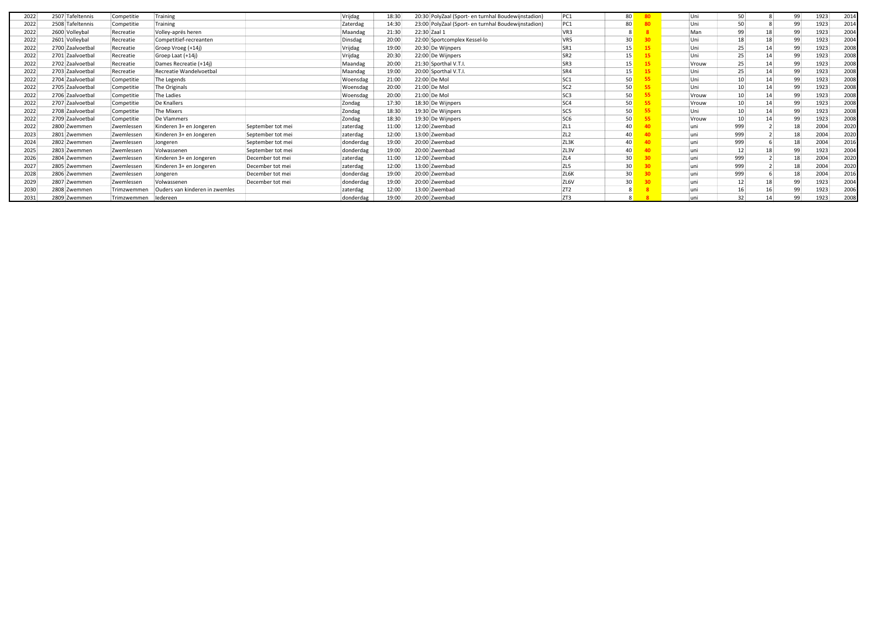| | | | | | | | | | | | | | | | | | | |
|---|---|---|---|---|---|---|---|---|---|---|---|---|---|---|---|---|---|---|
| 2022 | 2507 | Tafeltennis | Competitie | Training | | Vrijdag | 18:30 | 20:30 | PolyZaal (Sport- en turnhal Boudewijnstadion) | PC1 | 80 | 80 | | Uni | 50 | 8 | 99 | 1923 | 2014 |
| 2022 | 2508 | Tafeltennis | Competitie | Training | | Zaterdag | 14:30 | 23:00 | PolyZaal (Sport- en turnhal Boudewijnstadion) | PC1 | 80 | 80 | | Uni | 50 | 8 | 99 | 1923 | 2014 |
| 2022 | 2600 | Volleybal | Recreatie | Volley-après heren | | Maandag | 21:30 | 22:30 | Zaal 1 | VR3 | 8 | 8 | | Man | 99 | 18 | 99 | 1923 | 2004 |
| 2022 | 2601 | Volleybal | Recreatie | Competitief-recreanten | | Dinsdag | 20:00 | 22:00 | Sportcomplex Kessel-lo | VR5 | 30 | 30 | | Uni | 18 | 18 | 99 | 1923 | 2004 |
| 2022 | 2700 | Zaalvoetbal | Recreatie | Groep Vroeg (+14j) | | Vrijdag | 19:00 | 20:30 | De Wijnpers | SR1 | 15 | 15 | | Uni | 25 | 14 | 99 | 1923 | 2008 |
| 2022 | 2701 | Zaalvoetbal | Recreatie | Groep Laat (+14j) | | Vrijdag | 20:30 | 22:00 | De Wijnpers | SR2 | 15 | 15 | | Uni | 25 | 14 | 99 | 1923 | 2008 |
| 2022 | 2702 | Zaalvoetbal | Recreatie | Dames Recreatie (+14j) | | Maandag | 20:00 | 21:30 | Sporthal V.T.I. | SR3 | 15 | 15 | | Vrouw | 25 | 14 | 99 | 1923 | 2008 |
| 2022 | 2703 | Zaalvoetbal | Recreatie | Recreatie Wandelvoetbal | | Maandag | 19:00 | 20:00 | Sporthal V.T.I. | SR4 | 15 | 15 | | Uni | 25 | 14 | 99 | 1923 | 2008 |
| 2022 | 2704 | Zaalvoetbal | Competitie | The Legends | | Woensdag | 21:00 | 22:00 | De Mol | SC1 | 50 | 55 | | Uni | 10 | 14 | 99 | 1923 | 2008 |
| 2022 | 2705 | Zaalvoetbal | Competitie | The Originals | | Woensdag | 20:00 | 21:00 | De Mol | SC2 | 50 | 55 | | Uni | 10 | 14 | 99 | 1923 | 2008 |
| 2022 | 2706 | Zaalvoetbal | Competitie | The Ladies | | Woensdag | 20:00 | 21:00 | De Mol | SC3 | 50 | 55 | | Vrouw | 10 | 14 | 99 | 1923 | 2008 |
| 2022 | 2707 | Zaalvoetbal | Competitie | De Knallers | | Zondag | 17:30 | 18:30 | De Wijnpers | SC4 | 50 | 55 | | Vrouw | 10 | 14 | 99 | 1923 | 2008 |
| 2022 | 2708 | Zaalvoetbal | Competitie | The Mixers | | Zondag | 18:30 | 19:30 | De Wijnpers | SC5 | 50 | 55 | | Uni | 10 | 14 | 99 | 1923 | 2008 |
| 2022 | 2709 | Zaalvoetbal | Competitie | De Vlammers | | Zondag | 18:30 | 19:30 | De Wijnpers | SC6 | 50 | 55 | | Vrouw | 10 | 14 | 99 | 1923 | 2008 |
| 2022 | 2800 | Zwemmen | Zwemlessen | Kinderen 3+ en Jongeren | September tot mei | zaterdag | 11:00 | 12:00 | Zwembad | ZL1 | 40 | 40 | | uni | 999 | 2 | 18 | 2004 | 2020 |
| 2023 | 2801 | Zwemmen | Zwemlessen | Kinderen 3+ en Jongeren | September tot mei | zaterdag | 12:00 | 13:00 | Zwembad | ZL2 | 40 | 40 | | uni | 999 | 2 | 18 | 2004 | 2020 |
| 2024 | 2802 | Zwemmen | Zwemlessen | Jongeren | September tot mei | donderdag | 19:00 | 20:00 | Zwembad | ZL3K | 40 | 40 | | uni | 999 | 6 | 18 | 2004 | 2016 |
| 2025 | 2803 | Zwemmen | Zwemlessen | Volwassenen | September tot mei | donderdag | 19:00 | 20:00 | Zwembad | ZL3V | 40 | 40 | | uni | 12 | 18 | 99 | 1923 | 2004 |
| 2026 | 2804 | Zwemmen | Zwemlessen | Kinderen 3+ en Jongeren | December tot mei | zaterdag | 11:00 | 12:00 | Zwembad | ZL4 | 30 | 30 | | uni | 999 | 2 | 18 | 2004 | 2020 |
| 2027 | 2805 | Zwemmen | Zwemlessen | Kinderen 3+ en Jongeren | December tot mei | zaterdag | 12:00 | 13:00 | Zwembad | ZL5 | 30 | 30 | | uni | 999 | 2 | 18 | 2004 | 2020 |
| 2028 | 2806 | Zwemmen | Zwemlessen | Jongeren | December tot mei | donderdag | 19:00 | 20:00 | Zwembad | ZL6K | 30 | 30 | | uni | 999 | 6 | 18 | 2004 | 2016 |
| 2029 | 2807 | Zwemmen | Zwemlessen | Volwassenen | December tot mei | donderdag | 19:00 | 20:00 | Zwembad | ZL6V | 30 | 30 | | uni | 12 | 18 | 99 | 1923 | 2004 |
| 2030 | 2808 | Zwemmen | Trimzwemmen | Ouders van kinderen in zwemles | | zaterdag | 12:00 | 13:00 | Zwembad | ZT2 | 8 | 8 | | uni | 16 | 16 | 99 | 1923 | 2006 |
| 2031 | 2809 | Zwemmen | Trimzwemmen | Iedereen | | donderdag | 19:00 | 20:00 | Zwembad | ZT3 | 8 | 8 | | uni | 32 | 14 | 99 | 1923 | 2008 |